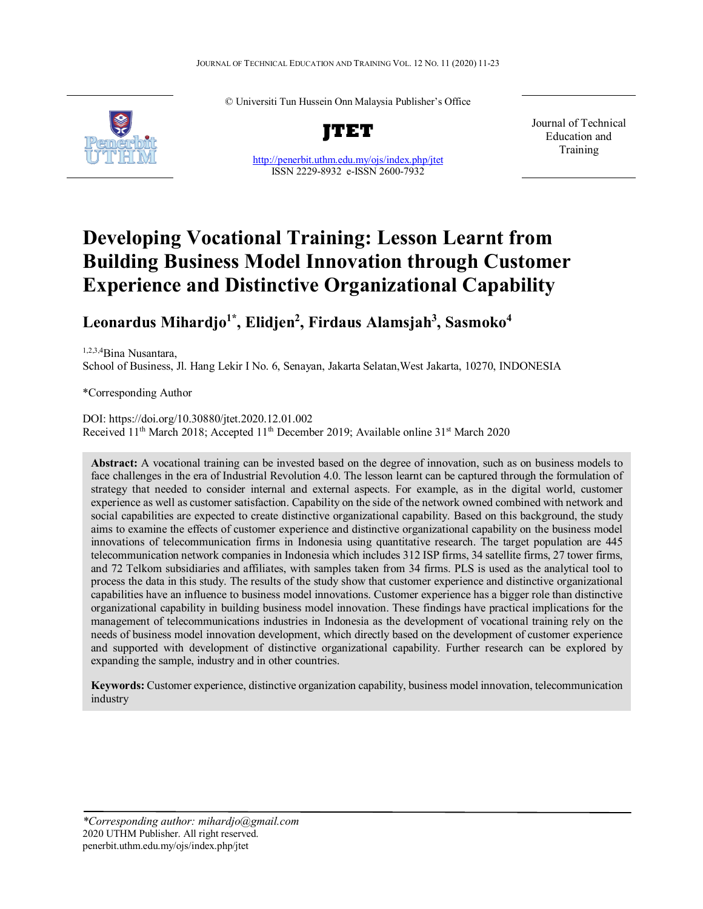© Universiti Tun Hussein Onn Malaysia Publisher's Office

**JTET**

http://penerbit.uthm.edu.my/ojs/index.php/jtet
ISSN 2229-8932 e-ISSN 2600-7932

Journal of Technical Education and Training

# Developing Vocational Training: Lesson Learnt from Building Business Model Innovation through Customer Experience and Distinctive Organizational Capability

**Leonardus Mihardjo[1*], Elidjen[2], Firdaus Alamsjah[3], Sasmoko[4]**

[1,2,3,4]Bina Nusantara,
School of Business, Jl. Hang Lekir I No. 6, Senayan, Jakarta Selatan,West Jakarta, 10270, INDONESIA

*Corresponding Author

DOI: https://doi.org/10.30880/jtet.2020.12.01.002
Received 11th March 2018; Accepted 11th December 2019; Available online 31st March 2020

**Abstract:** A vocational training can be invested based on the degree of innovation, such as on business models to face challenges in the era of Industrial Revolution 4.0. The lesson learnt can be captured through the formulation of strategy that needed to consider internal and external aspects. For example, as in the digital world, customer experience as well as customer satisfaction. Capability on the side of the network owned combined with network and social capabilities are expected to create distinctive organizational capability. Based on this background, the study aims to examine the effects of customer experience and distinctive organizational capability on the business model innovations of telecommunication firms in Indonesia using quantitative research. The target population are 445 telecommunication network companies in Indonesia which includes 312 ISP firms, 34 satellite firms, 27 tower firms, and 72 Telkom subsidiaries and affiliates, with samples taken from 34 firms. PLS is used as the analytical tool to process the data in this study. The results of the study show that customer experience and distinctive organizational capabilities have an influence to business model innovations. Customer experience has a bigger role than distinctive organizational capability in building business model innovation. These findings have practical implications for the management of telecommunications industries in Indonesia as the development of vocational training rely on the needs of business model innovation development, which directly based on the development of customer experience and supported with development of distinctive organizational capability. Further research can be explored by expanding the sample, industry and in other countries.

**Keywords:** Customer experience, distinctive organization capability, business model innovation, telecommunication industry

---

*\*Corresponding author: mihardjo@gmail.com*
2020 UTHM Publisher. All right reserved.
penerbit.uthm.edu.my/ojs/index.php/jtet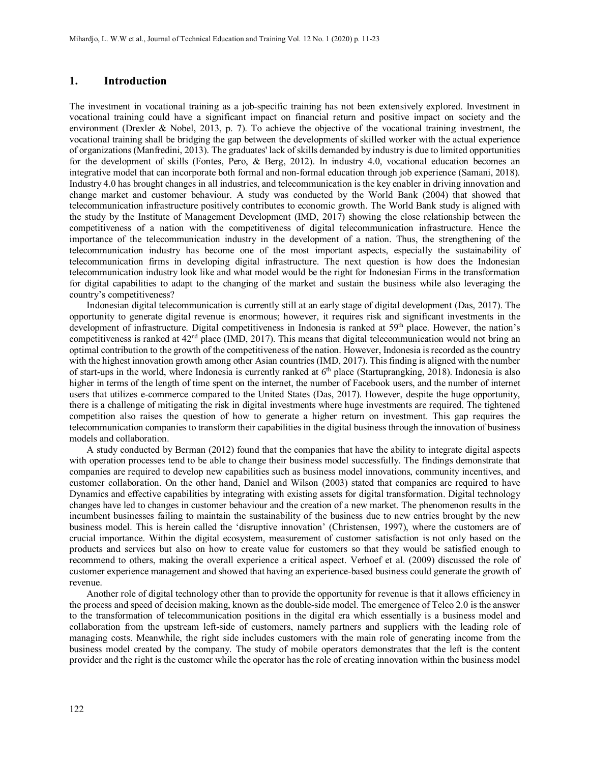## 1. Introduction

The investment in vocational training as a job-specific training has not been extensively explored. Investment in vocational training could have a significant impact on financial return and positive impact on society and the environment (Drexler & Nobel, 2013, p. 7). To achieve the objective of the vocational training investment, the vocational training shall be bridging the gap between the developments of skilled worker with the actual experience of organizations (Manfredini, 2013). The graduates' lack of skills demanded by industry is due to limited opportunities for the development of skills (Fontes, Pero, & Berg, 2012). In industry 4.0, vocational education becomes an integrative model that can incorporate both formal and non-formal education through job experience (Samani, 2018). Industry 4.0 has brought changes in all industries, and telecommunication is the key enabler in driving innovation and change market and customer behaviour. A study was conducted by the World Bank (2004) that showed that telecommunication infrastructure positively contributes to economic growth. The World Bank study is aligned with the study by the Institute of Management Development (IMD, 2017) showing the close relationship between the competitiveness of a nation with the competitiveness of digital telecommunication infrastructure. Hence the importance of the telecommunication industry in the development of a nation. Thus, the strengthening of the telecommunication industry has become one of the most important aspects, especially the sustainability of telecommunication firms in developing digital infrastructure. The next question is how does the Indonesian telecommunication industry look like and what model would be the right for Indonesian Firms in the transformation for digital capabilities to adapt to the changing of the market and sustain the business while also leveraging the country's competitiveness?

Indonesian digital telecommunication is currently still at an early stage of digital development (Das, 2017). The opportunity to generate digital revenue is enormous; however, it requires risk and significant investments in the development of infrastructure. Digital competitiveness in Indonesia is ranked at 59th place. However, the nation's competitiveness is ranked at 42nd place (IMD, 2017). This means that digital telecommunication would not bring an optimal contribution to the growth of the competitiveness of the nation. However, Indonesia is recorded as the country with the highest innovation growth among other Asian countries (IMD, 2017). This finding is aligned with the number of start-ups in the world, where Indonesia is currently ranked at 6th place (Startupranking, 2018). Indonesia is also higher in terms of the length of time spent on the internet, the number of Facebook users, and the number of internet users that utilizes e-commerce compared to the United States (Das, 2017). However, despite the huge opportunity, there is a challenge of mitigating the risk in digital investments where huge investments are required. The tightened competition also raises the question of how to generate a higher return on investment. This gap requires the telecommunication companies to transform their capabilities in the digital business through the innovation of business models and collaboration.

A study conducted by Berman (2012) found that the companies that have the ability to integrate digital aspects with operation processes tend to be able to change their business model successfully. The findings demonstrate that companies are required to develop new capabilities such as business model innovations, community incentives, and customer collaboration. On the other hand, Daniel and Wilson (2003) stated that companies are required to have Dynamics and effective capabilities by integrating with existing assets for digital transformation. Digital technology changes have led to changes in customer behaviour and the creation of a new market. The phenomenon results in the incumbent businesses failing to maintain the sustainability of the business due to new entries brought by the new business model. This is herein called the 'disruptive innovation' (Christensen, 1997), where the customers are of crucial importance. Within the digital ecosystem, measurement of customer satisfaction is not only based on the products and services but also on how to create value for customers so that they would be satisfied enough to recommend to others, making the overall experience a critical aspect. Verhoef et al. (2009) discussed the role of customer experience management and showed that having an experience-based business could generate the growth of revenue.

Another role of digital technology other than to provide the opportunity for revenue is that it allows efficiency in the process and speed of decision making, known as the double-side model. The emergence of Telco 2.0 is the answer to the transformation of telecommunication positions in the digital era which essentially is a business model and collaboration from the upstream left-side of customers, namely partners and suppliers with the leading role of managing costs. Meanwhile, the right side includes customers with the main role of generating income from the business model created by the company. The study of mobile operators demonstrates that the left is the content provider and the right is the customer while the operator has the role of creating innovation within the business model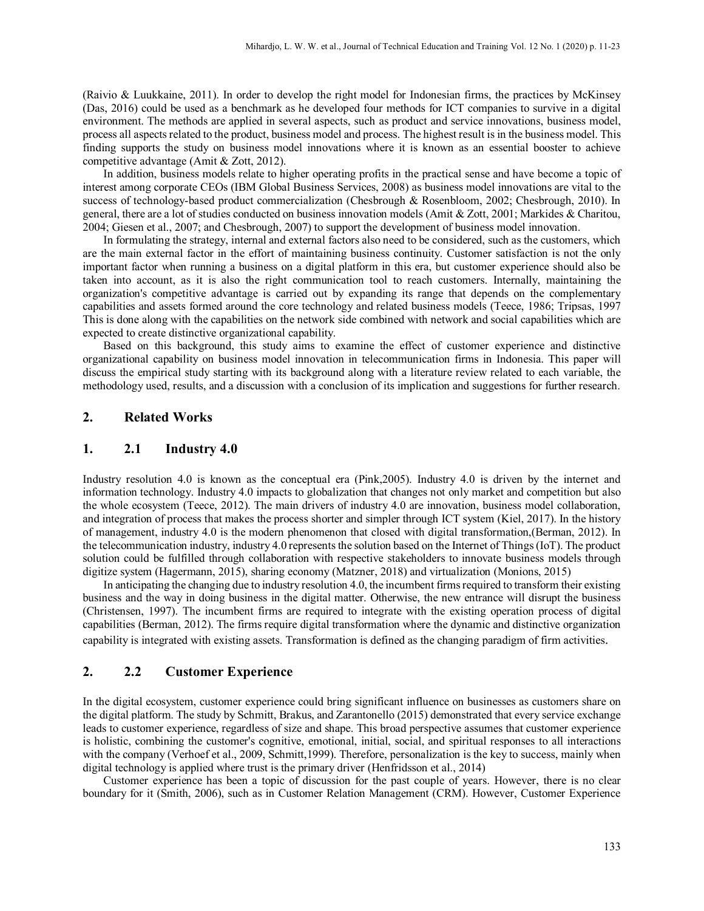(Raivio & Luukkaine, 2011). In order to develop the right model for Indonesian firms, the practices by McKinsey (Das, 2016) could be used as a benchmark as he developed four methods for ICT companies to survive in a digital environment. The methods are applied in several aspects, such as product and service innovations, business model, process all aspects related to the product, business model and process. The highest result is in the business model. This finding supports the study on business model innovations where it is known as an essential booster to achieve competitive advantage (Amit & Zott, 2012).

In addition, business models relate to higher operating profits in the practical sense and have become a topic of interest among corporate CEOs (IBM Global Business Services, 2008) as business model innovations are vital to the success of technology-based product commercialization (Chesbrough & Rosenbloom, 2002; Chesbrough, 2010). In general, there are a lot of studies conducted on business innovation models (Amit & Zott, 2001; Markides & Charitou, 2004; Giesen et al., 2007; and Chesbrough, 2007) to support the development of business model innovation.

In formulating the strategy, internal and external factors also need to be considered, such as the customers, which are the main external factor in the effort of maintaining business continuity. Customer satisfaction is not the only important factor when running a business on a digital platform in this era, but customer experience should also be taken into account, as it is also the right communication tool to reach customers. Internally, maintaining the organization's competitive advantage is carried out by expanding its range that depends on the complementary capabilities and assets formed around the core technology and related business models (Teece, 1986; Tripsas, 1997 This is done along with the capabilities on the network side combined with network and social capabilities which are expected to create distinctive organizational capability.

Based on this background, this study aims to examine the effect of customer experience and distinctive organizational capability on business model innovation in telecommunication firms in Indonesia. This paper will discuss the empirical study starting with its background along with a literature review related to each variable, the methodology used, results, and a discussion with a conclusion of its implication and suggestions for further research.

## 2. Related Works

### 1. 2.1 Industry 4.0

Industry resolution 4.0 is known as the conceptual era (Pink,2005). Industry 4.0 is driven by the internet and information technology. Industry 4.0 impacts to globalization that changes not only market and competition but also the whole ecosystem (Teece, 2012). The main drivers of industry 4.0 are innovation, business model collaboration, and integration of process that makes the process shorter and simpler through ICT system (Kiel, 2017). In the history of management, industry 4.0 is the modern phenomenon that closed with digital transformation,(Berman, 2012). In the telecommunication industry, industry 4.0 represents the solution based on the Internet of Things (IoT). The product solution could be fulfilled through collaboration with respective stakeholders to innovate business models through digitize system (Hagermann, 2015), sharing economy (Matzner, 2018) and virtualization (Monions, 2015)

In anticipating the changing due to industry resolution 4.0, the incumbent firms required to transform their existing business and the way in doing business in the digital matter. Otherwise, the new entrance will disrupt the business (Christensen, 1997). The incumbent firms are required to integrate with the existing operation process of digital capabilities (Berman, 2012). The firms require digital transformation where the dynamic and distinctive organization capability is integrated with existing assets. Transformation is defined as the changing paradigm of firm activities.

### 2. 2.2 Customer Experience

In the digital ecosystem, customer experience could bring significant influence on businesses as customers share on the digital platform. The study by Schmitt, Brakus, and Zarantonello (2015) demonstrated that every service exchange leads to customer experience, regardless of size and shape. This broad perspective assumes that customer experience is holistic, combining the customer's cognitive, emotional, initial, social, and spiritual responses to all interactions with the company (Verhoef et al., 2009, Schmitt,1999). Therefore, personalization is the key to success, mainly when digital technology is applied where trust is the primary driver (Henfridsson et al., 2014)

Customer experience has been a topic of discussion for the past couple of years. However, there is no clear boundary for it (Smith, 2006), such as in Customer Relation Management (CRM). However, Customer Experience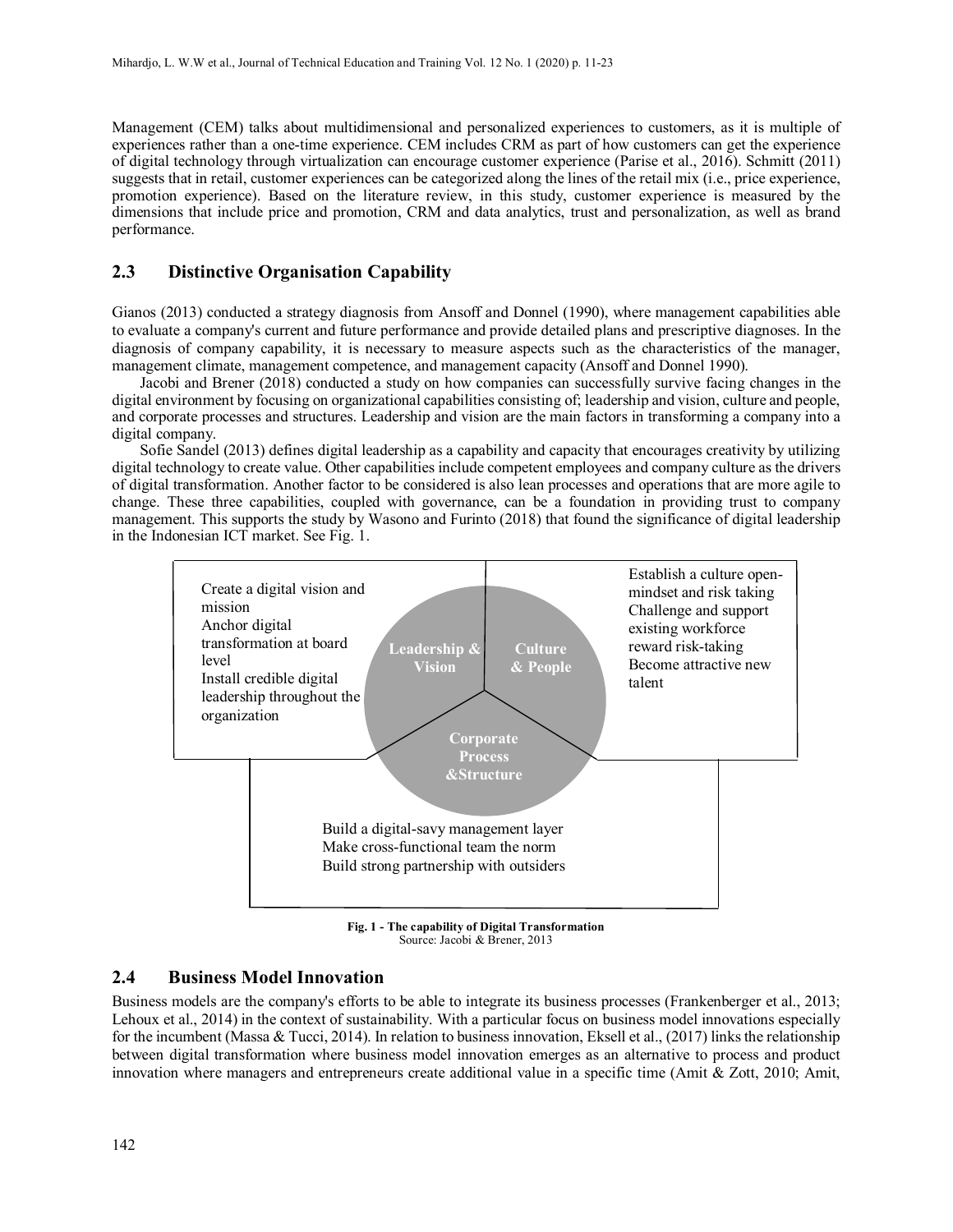Management (CEM) talks about multidimensional and personalized experiences to customers, as it is multiple of experiences rather than a one-time experience. CEM includes CRM as part of how customers can get the experience of digital technology through virtualization can encourage customer experience (Parise et al., 2016). Schmitt (2011) suggests that in retail, customer experiences can be categorized along the lines of the retail mix (i.e., price experience, promotion experience). Based on the literature review, in this study, customer experience is measured by the dimensions that include price and promotion, CRM and data analytics, trust and personalization, as well as brand performance.

## 2.3 Distinctive Organisation Capability

Gianos (2013) conducted a strategy diagnosis from Ansoff and Donnel (1990), where management capabilities able to evaluate a company's current and future performance and provide detailed plans and prescriptive diagnoses. In the diagnosis of company capability, it is necessary to measure aspects such as the characteristics of the manager, management climate, management competence, and management capacity (Ansoff and Donnel 1990).

Jacobi and Brener (2018) conducted a study on how companies can successfully survive facing changes in the digital environment by focusing on organizational capabilities consisting of; leadership and vision, culture and people, and corporate processes and structures. Leadership and vision are the main factors in transforming a company into a digital company.

Sofie Sandel (2013) defines digital leadership as a capability and capacity that encourages creativity by utilizing digital technology to create value. Other capabilities include competent employees and company culture as the drivers of digital transformation. Another factor to be considered is also lean processes and operations that are more agile to change. These three capabilities, coupled with governance, can be a foundation in providing trust to company management. This supports the study by Wasono and Furinto (2018) that found the significance of digital leadership in the Indonesian ICT market. See Fig. 1.

**Leadership & Vision**
- Create a digital vision and mission
- Anchor digital transformation at board level
- Install credible digital leadership throughout the organization

**Culture & People**
- Establish a culture open-mindset and risk taking
- Challenge and support existing workforce reward risk-taking
- Become attractive new talent

**Corporate Process &Structure**
- Build a digital-savy management layer
- Make cross-functional team the norm
- Build strong partnership with outsiders

**Fig. 1 - The capability of Digital Transformation**
Source: Jacobi & Brener, 2013

## 2.4 Business Model Innovation

Business models are the company's efforts to be able to integrate its business processes (Frankenberger et al., 2013; Lehoux et al., 2014) in the context of sustainability. With a particular focus on business model innovations especially for the incumbent (Massa & Tucci, 2014). In relation to business innovation, Eksell et al., (2017) links the relationship between digital transformation where business model innovation emerges as an alternative to process and product innovation where managers and entrepreneurs create additional value in a specific time (Amit & Zott, 2010; Amit,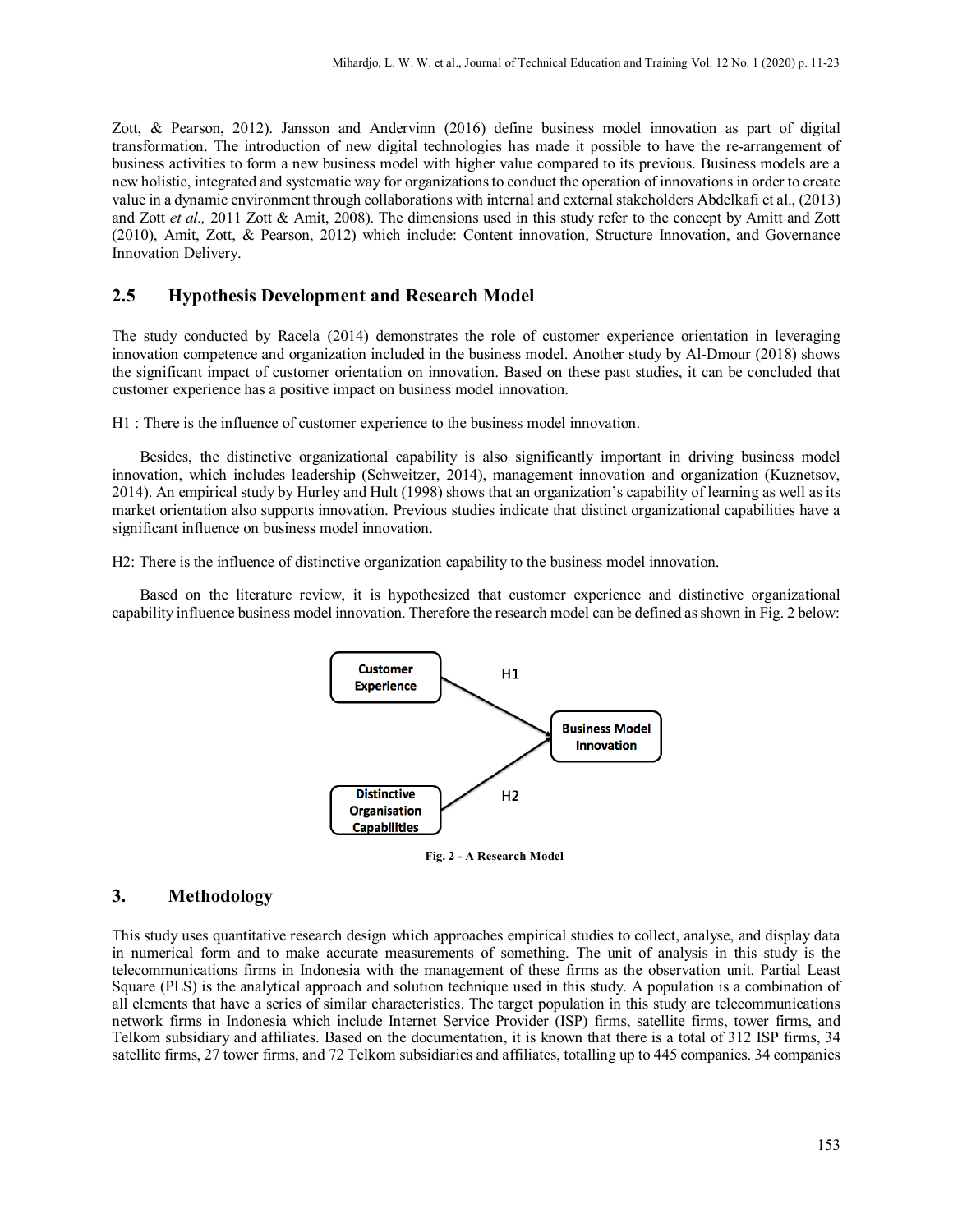Zott, & Pearson, 2012). Jansson and Andervinn (2016) define business model innovation as part of digital transformation. The introduction of new digital technologies has made it possible to have the re-arrangement of business activities to form a new business model with higher value compared to its previous. Business models are a new holistic, integrated and systematic way for organizations to conduct the operation of innovations in order to create value in a dynamic environment through collaborations with internal and external stakeholders Abdelkafi et al., (2013) and Zott *et al.,* 2011 Zott & Amit, 2008). The dimensions used in this study refer to the concept by Amitt and Zott (2010), Amit, Zott, & Pearson, 2012) which include: Content innovation, Structure Innovation, and Governance Innovation Delivery.

## 2.5 Hypothesis Development and Research Model

The study conducted by Racela (2014) demonstrates the role of customer experience orientation in leveraging innovation competence and organization included in the business model. Another study by Al-Dmour (2018) shows the significant impact of customer orientation on innovation. Based on these past studies, it can be concluded that customer experience has a positive impact on business model innovation.

H1 : There is the influence of customer experience to the business model innovation.

Besides, the distinctive organizational capability is also significantly important in driving business model innovation, which includes leadership (Schweitzer, 2014), management innovation and organization (Kuznetsov, 2014). An empirical study by Hurley and Hult (1998) shows that an organization's capability of learning as well as its market orientation also supports innovation. Previous studies indicate that distinct organizational capabilities have a significant influence on business model innovation.

H2: There is the influence of distinctive organization capability to the business model innovation.

Based on the literature review, it is hypothesized that customer experience and distinctive organizational capability influence business model innovation. Therefore the research model can be defined as shown in Fig. 2 below:

Customer Experience → (H1) → Business Model Innovation

Distinctive Organisation Capabilities → (H2) → Business Model Innovation

**Fig. 2 - A Research Model**

## 3. Methodology

This study uses quantitative research design which approaches empirical studies to collect, analyse, and display data in numerical form and to make accurate measurements of something. The unit of analysis in this study is the telecommunications firms in Indonesia with the management of these firms as the observation unit. Partial Least Square (PLS) is the analytical approach and solution technique used in this study. A population is a combination of all elements that have a series of similar characteristics. The target population in this study are telecommunications network firms in Indonesia which include Internet Service Provider (ISP) firms, satellite firms, tower firms, and Telkom subsidiary and affiliates. Based on the documentation, it is known that there is a total of 312 ISP firms, 34 satellite firms, 27 tower firms, and 72 Telkom subsidiaries and affiliates, totalling up to 445 companies. 34 companies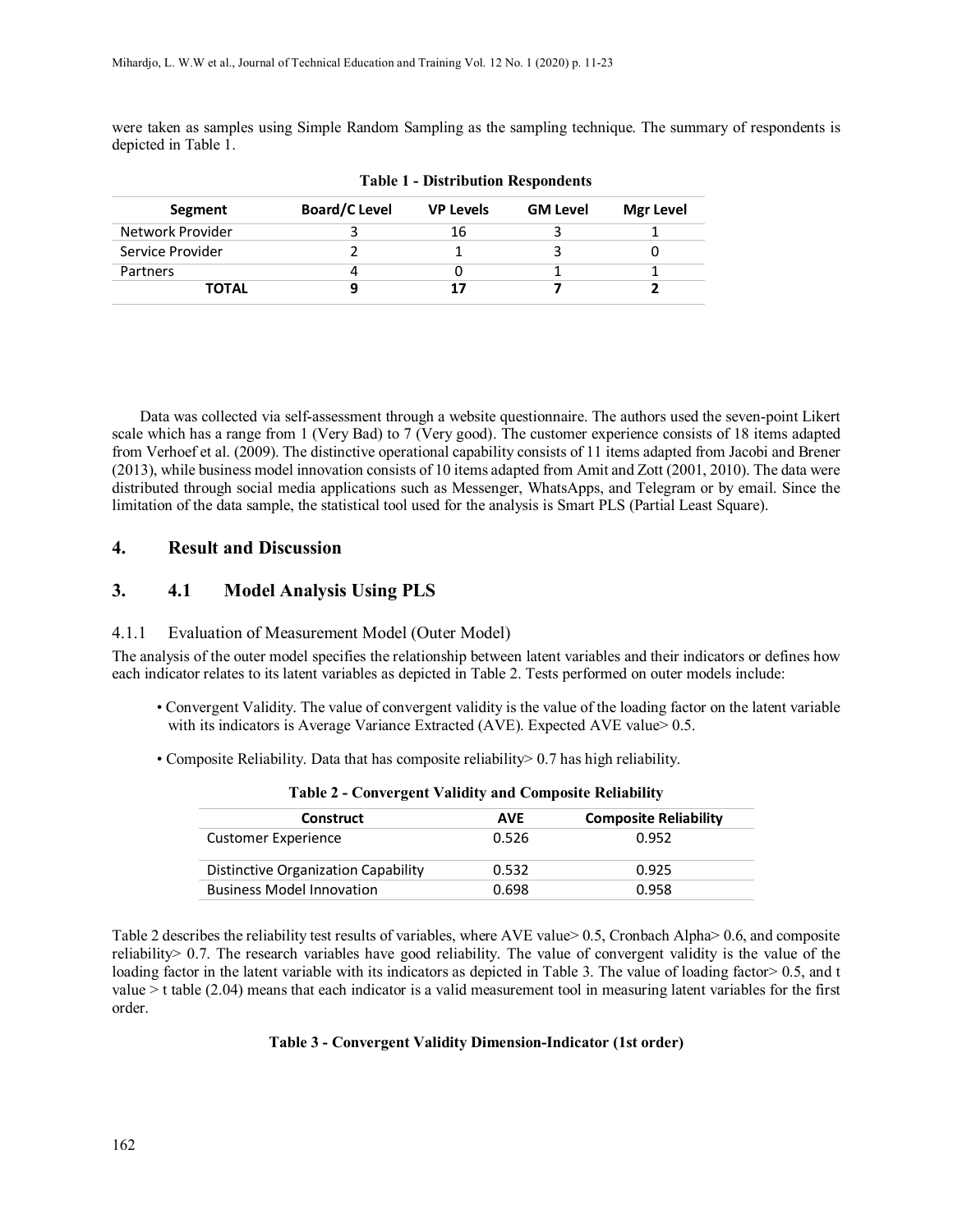were taken as samples using Simple Random Sampling as the sampling technique. The summary of respondents is depicted in Table 1.

**Table 1 - Distribution Respondents**

| Segment | Board/C Level | VP Levels | GM Level | Mgr Level |
|---|---|---|---|---|
| Network Provider | 3 | 16 | 3 | 1 |
| Service Provider | 2 | 1 | 3 | 0 |
| Partners | 4 | 0 | 1 | 1 |
| **TOTAL** | **9** | **17** | **7** | **2** |

Data was collected via self-assessment through a website questionnaire. The authors used the seven-point Likert scale which has a range from 1 (Very Bad) to 7 (Very good). The customer experience consists of 18 items adapted from Verhoef et al. (2009). The distinctive operational capability consists of 11 items adapted from Jacobi and Brener (2013), while business model innovation consists of 10 items adapted from Amit and Zott (2001, 2010). The data were distributed through social media applications such as Messenger, WhatsApps, and Telegram or by email. Since the limitation of the data sample, the statistical tool used for the analysis is Smart PLS (Partial Least Square).

## 4. Result and Discussion

### 3. 4.1 Model Analysis Using PLS

#### 4.1.1 Evaluation of Measurement Model (Outer Model)

The analysis of the outer model specifies the relationship between latent variables and their indicators or defines how each indicator relates to its latent variables as depicted in Table 2. Tests performed on outer models include:

- Convergent Validity. The value of convergent validity is the value of the loading factor on the latent variable with its indicators is Average Variance Extracted (AVE). Expected AVE value> 0.5.
- Composite Reliability. Data that has composite reliability> 0.7 has high reliability.

**Table 2 - Convergent Validity and Composite Reliability**

| Construct | AVE | Composite Reliability |
|---|---|---|
| Customer Experience | 0.526 | 0.952 |
| Distinctive Organization Capability | 0.532 | 0.925 |
| Business Model Innovation | 0.698 | 0.958 |

Table 2 describes the reliability test results of variables, where AVE value> 0.5, Cronbach Alpha> 0.6, and composite reliability> 0.7. The research variables have good reliability. The value of convergent validity is the value of the loading factor in the latent variable with its indicators as depicted in Table 3. The value of loading factor> 0.5, and t value > t table (2.04) means that each indicator is a valid measurement tool in measuring latent variables for the first order.

**Table 3 - Convergent Validity Dimension-Indicator (1st order)**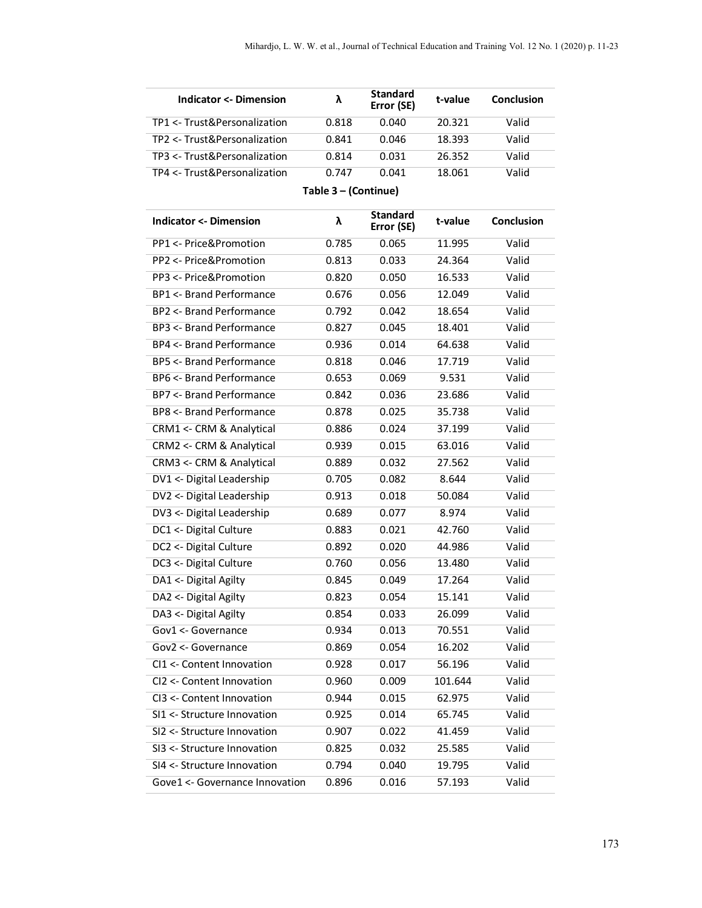| Indicator <- Dimension | λ | Standard Error (SE) | t-value | Conclusion |
|---|---|---|---|---|
| TP1 <- Trust&Personalization | 0.818 | 0.040 | 20.321 | Valid |
| TP2 <- Trust&Personalization | 0.841 | 0.046 | 18.393 | Valid |
| TP3 <- Trust&Personalization | 0.814 | 0.031 | 26.352 | Valid |
| TP4 <- Trust&Personalization | 0.747 | 0.041 | 18.061 | Valid |

**Table 3 – (Continue)**

| Indicator <- Dimension | λ | Standard Error (SE) | t-value | Conclusion |
|---|---|---|---|---|
| PP1 <- Price&Promotion | 0.785 | 0.065 | 11.995 | Valid |
| PP2 <- Price&Promotion | 0.813 | 0.033 | 24.364 | Valid |
| PP3 <- Price&Promotion | 0.820 | 0.050 | 16.533 | Valid |
| BP1 <- Brand Performance | 0.676 | 0.056 | 12.049 | Valid |
| BP2 <- Brand Performance | 0.792 | 0.042 | 18.654 | Valid |
| BP3 <- Brand Performance | 0.827 | 0.045 | 18.401 | Valid |
| BP4 <- Brand Performance | 0.936 | 0.014 | 64.638 | Valid |
| BP5 <- Brand Performance | 0.818 | 0.046 | 17.719 | Valid |
| BP6 <- Brand Performance | 0.653 | 0.069 | 9.531 | Valid |
| BP7 <- Brand Performance | 0.842 | 0.036 | 23.686 | Valid |
| BP8 <- Brand Performance | 0.878 | 0.025 | 35.738 | Valid |
| CRM1 <- CRM & Analytical | 0.886 | 0.024 | 37.199 | Valid |
| CRM2 <- CRM & Analytical | 0.939 | 0.015 | 63.016 | Valid |
| CRM3 <- CRM & Analytical | 0.889 | 0.032 | 27.562 | Valid |
| DV1 <- Digital Leadership | 0.705 | 0.082 | 8.644 | Valid |
| DV2 <- Digital Leadership | 0.913 | 0.018 | 50.084 | Valid |
| DV3 <- Digital Leadership | 0.689 | 0.077 | 8.974 | Valid |
| DC1 <- Digital Culture | 0.883 | 0.021 | 42.760 | Valid |
| DC2 <- Digital Culture | 0.892 | 0.020 | 44.986 | Valid |
| DC3 <- Digital Culture | 0.760 | 0.056 | 13.480 | Valid |
| DA1 <- Digital Agilty | 0.845 | 0.049 | 17.264 | Valid |
| DA2 <- Digital Agilty | 0.823 | 0.054 | 15.141 | Valid |
| DA3 <- Digital Agilty | 0.854 | 0.033 | 26.099 | Valid |
| Gov1 <- Governance | 0.934 | 0.013 | 70.551 | Valid |
| Gov2 <- Governance | 0.869 | 0.054 | 16.202 | Valid |
| CI1 <- Content Innovation | 0.928 | 0.017 | 56.196 | Valid |
| CI2 <- Content Innovation | 0.960 | 0.009 | 101.644 | Valid |
| CI3 <- Content Innovation | 0.944 | 0.015 | 62.975 | Valid |
| SI1 <- Structure Innovation | 0.925 | 0.014 | 65.745 | Valid |
| SI2 <- Structure Innovation | 0.907 | 0.022 | 41.459 | Valid |
| SI3 <- Structure Innovation | 0.825 | 0.032 | 25.585 | Valid |
| SI4 <- Structure Innovation | 0.794 | 0.040 | 19.795 | Valid |
| Gove1 <- Governance Innovation | 0.896 | 0.016 | 57.193 | Valid |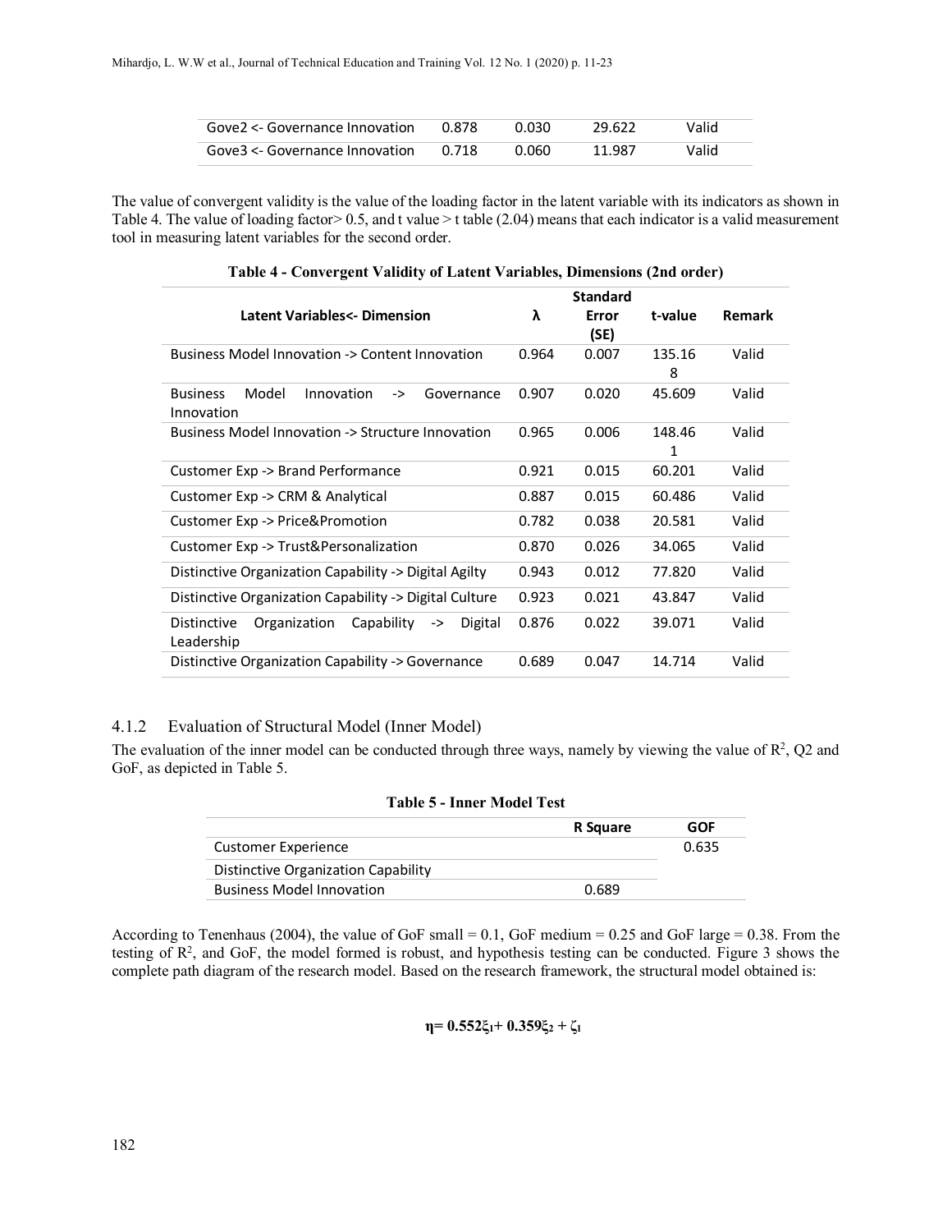| | | | | |
|---|---|---|---|---|
| Gove2 <- Governance Innovation | 0.878 | 0.030 | 29.622 | Valid |
| Gove3 <- Governance Innovation | 0.718 | 0.060 | 11.987 | Valid |

The value of convergent validity is the value of the loading factor in the latent variable with its indicators as shown in Table 4. The value of loading factor> 0.5, and t value > t table (2.04) means that each indicator is a valid measurement tool in measuring latent variables for the second order.

**Table 4 - Convergent Validity of Latent Variables, Dimensions (2nd order)**

| Latent Variables<- Dimension | λ | Standard Error (SE) | t-value | Remark |
|---|---|---|---|---|
| Business Model Innovation -> Content Innovation | 0.964 | 0.007 | 135.168 | Valid |
| Business Model Innovation -> Governance Innovation | 0.907 | 0.020 | 45.609 | Valid |
| Business Model Innovation -> Structure Innovation | 0.965 | 0.006 | 148.461 | Valid |
| Customer Exp -> Brand Performance | 0.921 | 0.015 | 60.201 | Valid |
| Customer Exp -> CRM & Analytical | 0.887 | 0.015 | 60.486 | Valid |
| Customer Exp -> Price&Promotion | 0.782 | 0.038 | 20.581 | Valid |
| Customer Exp -> Trust&Personalization | 0.870 | 0.026 | 34.065 | Valid |
| Distinctive Organization Capability -> Digital Agilty | 0.943 | 0.012 | 77.820 | Valid |
| Distinctive Organization Capability -> Digital Culture | 0.923 | 0.021 | 43.847 | Valid |
| Distinctive Organization Capability -> Digital Leadership | 0.876 | 0.022 | 39.071 | Valid |
| Distinctive Organization Capability -> Governance | 0.689 | 0.047 | 14.714 | Valid |

### 4.1.2 Evaluation of Structural Model (Inner Model)

The evaluation of the inner model can be conducted through three ways, namely by viewing the value of $R^2$, Q2 and GoF, as depicted in Table 5.

**Table 5 - Inner Model Test**

| | R Square | GOF |
|---|---|---|
| Customer Experience | | 0.635 |
| Distinctive Organization Capability | | |
| Business Model Innovation | 0.689 | |

According to Tenenhaus (2004), the value of GoF small = 0.1, GoF medium = 0.25 and GoF large = 0.38. From the testing of $R^2$, and GoF, the model formed is robust, and hypothesis testing can be conducted. Figure 3 shows the complete path diagram of the research model. Based on the research framework, the structural model obtained is:

$$\eta = 0.552\xi_1 + 0.359\xi_2 + \zeta_1$$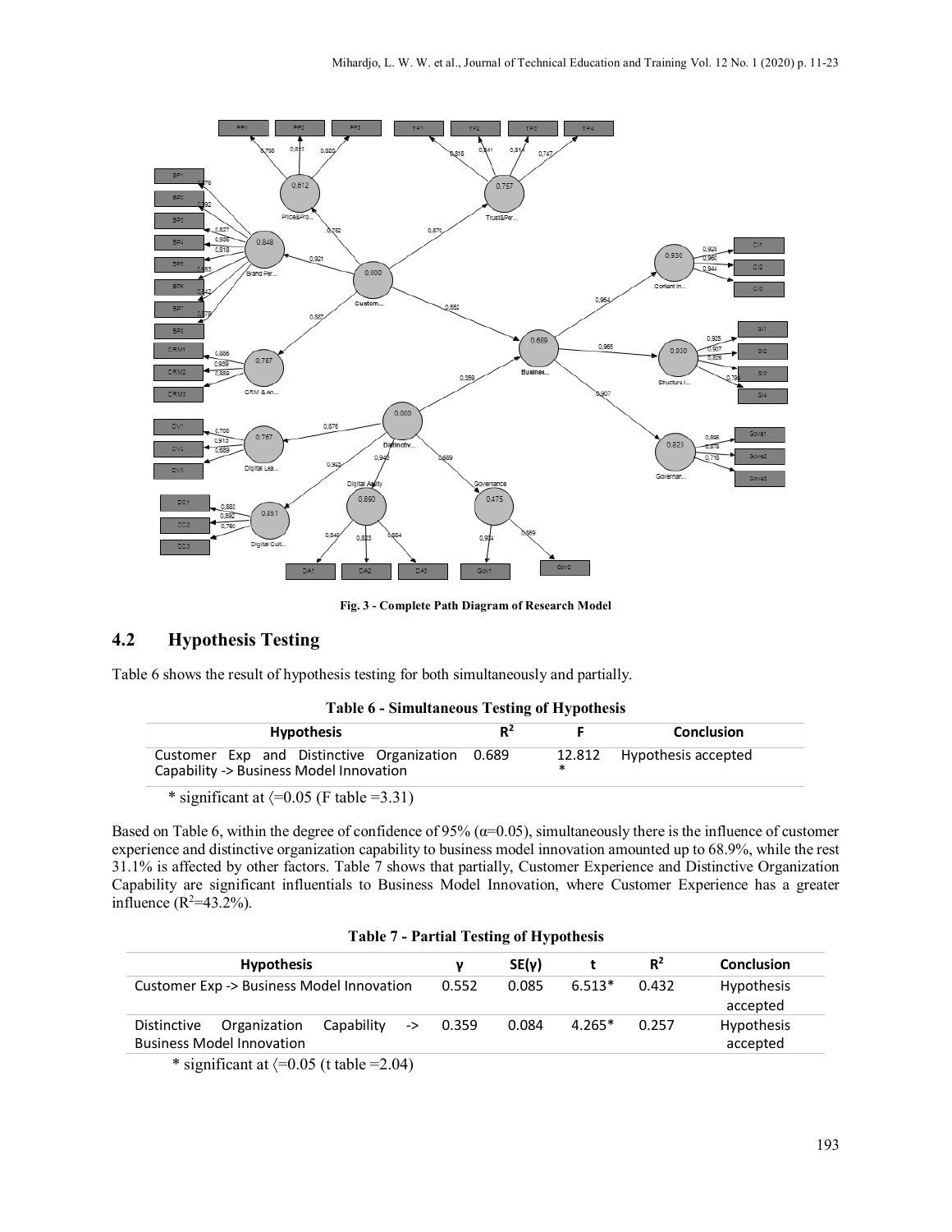Fig. 3 - Complete Path Diagram of Research Model

## 4.2 Hypothesis Testing

Table 6 shows the result of hypothesis testing for both simultaneously and partially.

**Table 6 - Simultaneous Testing of Hypothesis**

| Hypothesis | $R^2$ | F | Conclusion |
|---|---|---|---|
| Customer Exp and Distinctive Organization Capability -> Business Model Innovation | 0.689 | 12.812 * | Hypothesis accepted |

\* significant at ⟨=0.05 (F table =3.31)

Based on Table 6, within the degree of confidence of 95% (α=0.05), simultaneously there is the influence of customer experience and distinctive organization capability to business model innovation amounted up to 68.9%, while the rest 31.1% is affected by other factors. Table 7 shows that partially, Customer Experience and Distinctive Organization Capability are significant influentials to Business Model Innovation, where Customer Experience has a greater influence ($R^2$=43.2%).

**Table 7 - Partial Testing of Hypothesis**

| Hypothesis | γ | SE(γ) | t | $R^2$ | Conclusion |
|---|---|---|---|---|---|
| Customer Exp -> Business Model Innovation | 0.552 | 0.085 | 6.513* | 0.432 | Hypothesis accepted |
| Distinctive Organization Capability -> Business Model Innovation | 0.359 | 0.084 | 4.265* | 0.257 | Hypothesis accepted |

\* significant at ⟨=0.05 (t table =2.04)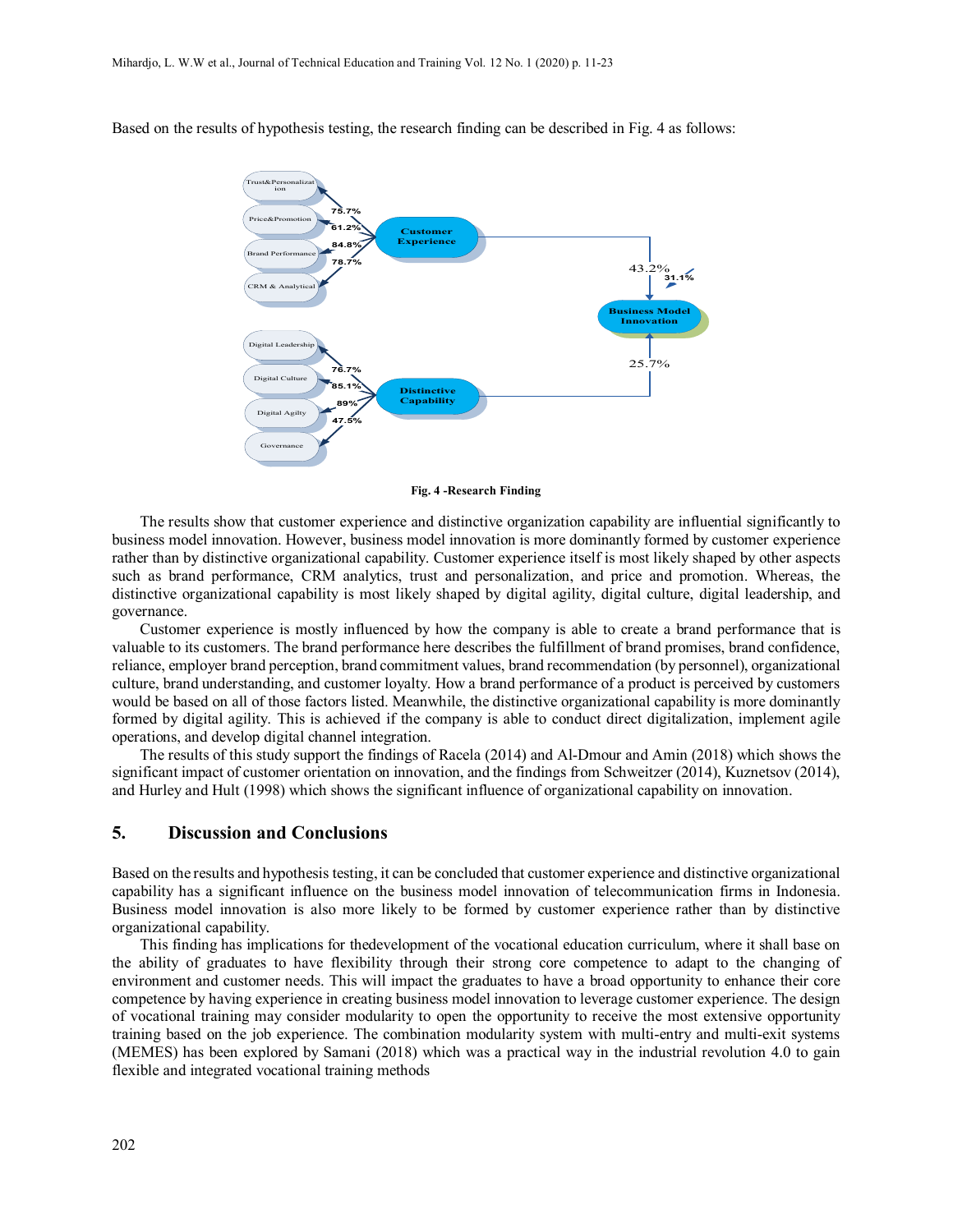Based on the results of hypothesis testing, the research finding can be described in Fig. 4 as follows:

**Fig. 4 -Research Finding**

The results show that customer experience and distinctive organization capability are influential significantly to business model innovation. However, business model innovation is more dominantly formed by customer experience rather than by distinctive organizational capability. Customer experience itself is most likely shaped by other aspects such as brand performance, CRM analytics, trust and personalization, and price and promotion. Whereas, the distinctive organizational capability is most likely shaped by digital agility, digital culture, digital leadership, and governance.

Customer experience is mostly influenced by how the company is able to create a brand performance that is valuable to its customers. The brand performance here describes the fulfillment of brand promises, brand confidence, reliance, employer brand perception, brand commitment values, brand recommendation (by personnel), organizational culture, brand understanding, and customer loyalty. How a brand performance of a product is perceived by customers would be based on all of those factors listed. Meanwhile, the distinctive organizational capability is more dominantly formed by digital agility. This is achieved if the company is able to conduct direct digitalization, implement agile operations, and develop digital channel integration.

The results of this study support the findings of Racela (2014) and Al-Dmour and Amin (2018) which shows the significant impact of customer orientation on innovation, and the findings from Schweitzer (2014), Kuznetsov (2014), and Hurley and Hult (1998) which shows the significant influence of organizational capability on innovation.

## 5. Discussion and Conclusions

Based on the results and hypothesis testing, it can be concluded that customer experience and distinctive organizational capability has a significant influence on the business model innovation of telecommunication firms in Indonesia. Business model innovation is also more likely to be formed by customer experience rather than by distinctive organizational capability.

This finding has implications for thedevelopment of the vocational education curriculum, where it shall base on the ability of graduates to have flexibility through their strong core competence to adapt to the changing of environment and customer needs. This will impact the graduates to have a broad opportunity to enhance their core competence by having experience in creating business model innovation to leverage customer experience. The design of vocational training may consider modularity to open the opportunity to receive the most extensive opportunity training based on the job experience. The combination modularity system with multi-entry and multi-exit systems (MEMES) has been explored by Samani (2018) which was a practical way in the industrial revolution 4.0 to gain flexible and integrated vocational training methods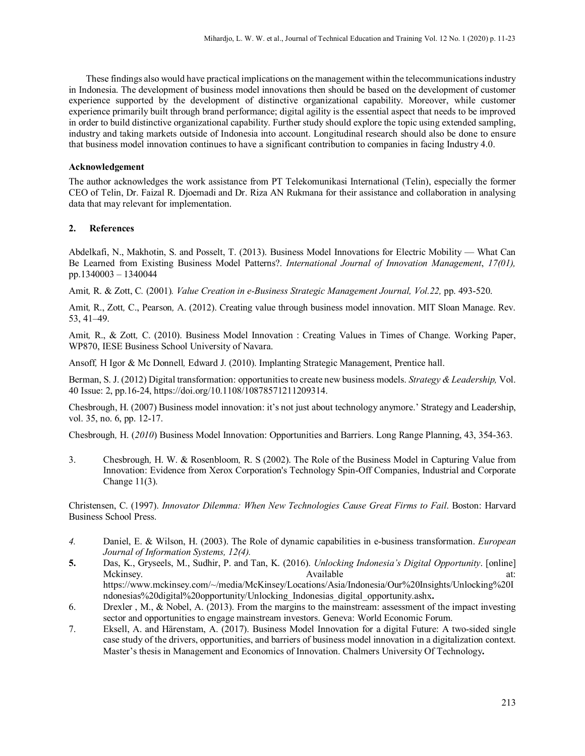These findings also would have practical implications on the management within the telecommunications industry in Indonesia. The development of business model innovations then should be based on the development of customer experience supported by the development of distinctive organizational capability. Moreover, while customer experience primarily built through brand performance; digital agility is the essential aspect that needs to be improved in order to build distinctive organizational capability. Further study should explore the topic using extended sampling, industry and taking markets outside of Indonesia into account. Longitudinal research should also be done to ensure that business model innovation continues to have a significant contribution to companies in facing Industry 4.0.

**Acknowledgement**

The author acknowledges the work assistance from PT Telekomunikasi International (Telin), especially the former CEO of Telin, Dr. Faizal R. Djoemadi and Dr. Riza AN Rukmana for their assistance and collaboration in analysing data that may relevant for implementation.

## 2. References

Abdelkafi, N., Makhotin, S. and Posselt, T. (2013). Business Model Innovations for Electric Mobility — What Can Be Learned from Existing Business Model Patterns?. *International Journal of Innovation Management*, *17(01),* pp.1340003 – 1340044

Amit, R. & Zott, C. (2001). *Value Creation in e-Business Strategic Management Journal, Vol.22,* pp. 493-520.

Amit, R., Zott, C., Pearson, A. (2012). Creating value through business model innovation. MIT Sloan Manage. Rev. 53, 41–49.

Amit, R., & Zott, C. (2010). Business Model Innovation : Creating Values in Times of Change. Working Paper, WP870, IESE Business School University of Navara.

Ansoff, H Igor & Mc Donnell, Edward J. (2010). Implanting Strategic Management, Prentice hall.

Berman, S. J. (2012) Digital transformation: opportunities to create new business models. *Strategy & Leadership,* Vol. 40 Issue: 2, pp.16-24, https://doi.org/10.1108/10878571211209314.

Chesbrough, H. (2007) Business model innovation: it's not just about technology anymore.' Strategy and Leadership, vol. 35, no. 6, pp. 12-17.

Chesbrough, H. (*2010*) Business Model Innovation: Opportunities and Barriers. Long Range Planning, 43, 354-363.

3. Chesbrough, H. W. & Rosenbloom, R. S (2002). The Role of the Business Model in Capturing Value from Innovation: Evidence from Xerox Corporation's Technology Spin-Off Companies, Industrial and Corporate Change 11(3).

Christensen, C. (1997). *Innovator Dilemma: When New Technologies Cause Great Firms to Fail*. Boston: Harvard Business School Press.

4. Daniel, E. & Wilson, H. (2003). The Role of dynamic capabilities in e-business transformation. *European Journal of Information Systems, 12(4).*
5. Das, K., Gryseels, M., Sudhir, P. and Tan, K. (2016). *Unlocking Indonesia's Digital Opportunity*. [online] Mckinsey. Available at: https://www.mckinsey.com/~/media/McKinsey/Locations/Asia/Indonesia/Our%20Insights/Unlocking%20Indonesias%20digital%20opportunity/Unlocking_Indonesias_digital_opportunity.ashx.
6. Drexler , M., & Nobel, A. (2013). From the margins to the mainstream: assessment of the impact investing sector and opportunities to engage mainstream investors. Geneva: World Economic Forum.
7. Eksell, A. and Härenstam, A. (2017). Business Model Innovation for a digital Future: A two-sided single case study of the drivers, opportunities, and barriers of business model innovation in a digitalization context. Master's thesis in Management and Economics of Innovation. Chalmers University Of Technology.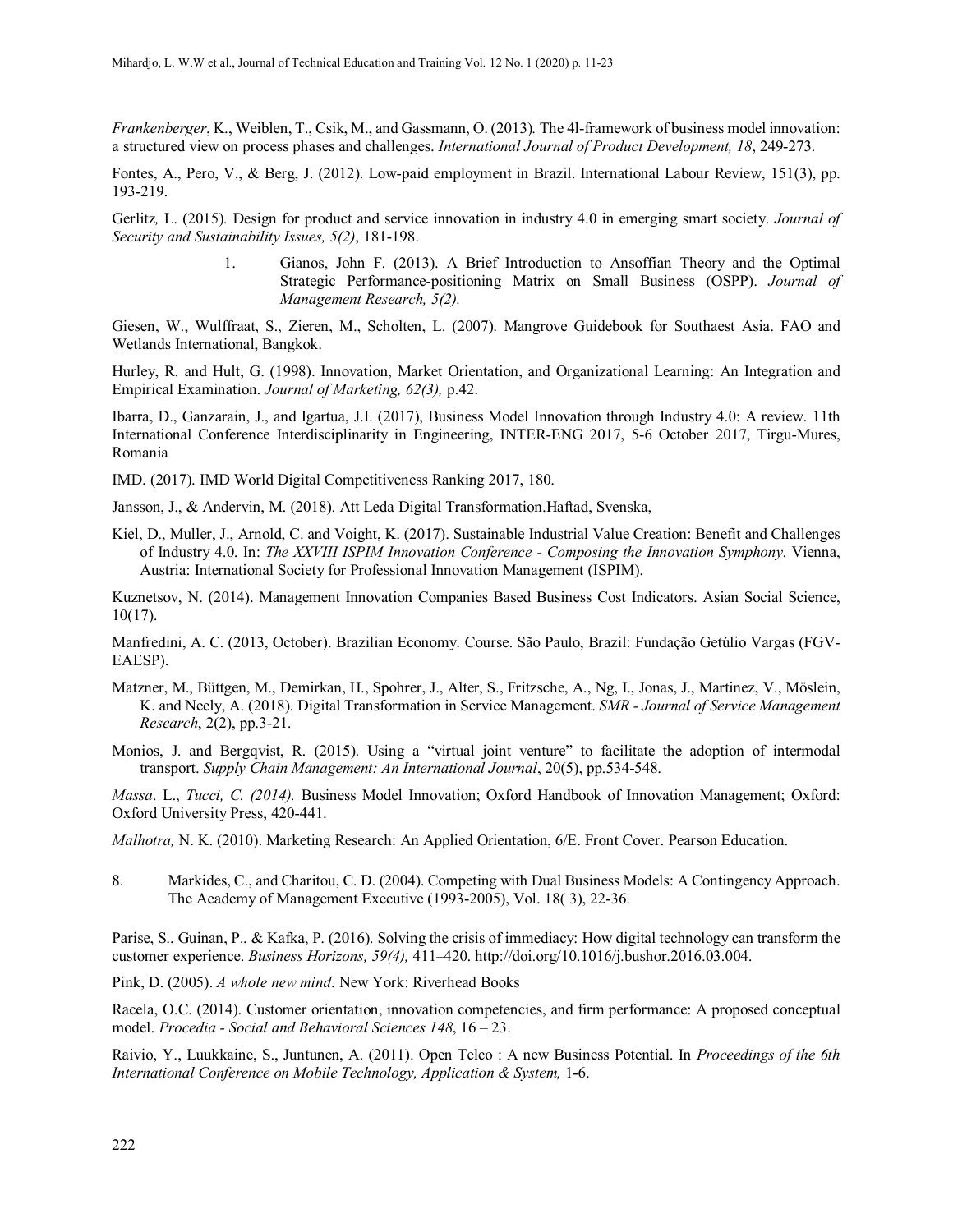*Frankenberger*, K., Weiblen, T., Csik, M., and Gassmann, O. (2013). The 4l-framework of business model innovation: a structured view on process phases and challenges. *International Journal of Product Development, 18*, 249-273.

Fontes, A., Pero, V., & Berg, J. (2012). Low-paid employment in Brazil. International Labour Review, 151(3), pp. 193-219.

Gerlitz, L. (2015). Design for product and service innovation in industry 4.0 in emerging smart society. *Journal of Security and Sustainability Issues, 5(2)*, 181-198.

1. Gianos, John F. (2013). A Brief Introduction to Ansoffian Theory and the Optimal Strategic Performance-positioning Matrix on Small Business (OSPP). *Journal of Management Research, 5(2).*

Giesen, W., Wulffraat, S., Zieren, M., Scholten, L. (2007). Mangrove Guidebook for Southaest Asia. FAO and Wetlands International, Bangkok.

Hurley, R. and Hult, G. (1998). Innovation, Market Orientation, and Organizational Learning: An Integration and Empirical Examination. *Journal of Marketing, 62(3),* p.42.

Ibarra, D., Ganzarain, J., and Igartua, J.I. (2017), Business Model Innovation through Industry 4.0: A review. 11th International Conference Interdisciplinarity in Engineering, INTER-ENG 2017, 5-6 October 2017, Tirgu-Mures, Romania

IMD. (2017). IMD World Digital Competitiveness Ranking 2017, 180.

Jansson, J., & Andervin, M. (2018). Att Leda Digital Transformation.Haftad, Svenska,

Kiel, D., Muller, J., Arnold, C. and Voight, K. (2017). Sustainable Industrial Value Creation: Benefit and Challenges of Industry 4.0. In: *The XXVIII ISPIM Innovation Conference - Composing the Innovation Symphony*. Vienna, Austria: International Society for Professional Innovation Management (ISPIM).

Kuznetsov, N. (2014). Management Innovation Companies Based Business Cost Indicators. Asian Social Science, 10(17).

Manfredini, A. C. (2013, October). Brazilian Economy. Course. São Paulo, Brazil: Fundação Getúlio Vargas (FGV-EAESP).

Matzner, M., Büttgen, M., Demirkan, H., Spohrer, J., Alter, S., Fritzsche, A., Ng, I., Jonas, J., Martinez, V., Möslein, K. and Neely, A. (2018). Digital Transformation in Service Management. *SMR - Journal of Service Management Research*, 2(2), pp.3-21.

Monios, J. and Bergqvist, R. (2015). Using a "virtual joint venture" to facilitate the adoption of intermodal transport. *Supply Chain Management: An International Journal*, 20(5), pp.534-548.

*Massa*. L., *Tucci, C. (2014).* Business Model Innovation; Oxford Handbook of Innovation Management; Oxford: Oxford University Press, 420-441.

*Malhotra,* N. K. (2010). Marketing Research: An Applied Orientation, 6/E. Front Cover. Pearson Education.

8. Markides, C., and Charitou, C. D. (2004). Competing with Dual Business Models: A Contingency Approach. The Academy of Management Executive (1993-2005), Vol. 18( 3), 22-36.

Parise, S., Guinan, P., & Kafka, P. (2016). Solving the crisis of immediacy: How digital technology can transform the customer experience. *Business Horizons, 59(4),* 411–420. http://doi.org/10.1016/j.bushor.2016.03.004.

Pink, D. (2005). *A whole new mind*. New York: Riverhead Books

Racela, O.C. (2014). Customer orientation, innovation competencies, and firm performance: A proposed conceptual model. *Procedia - Social and Behavioral Sciences 148*, 16 – 23.

Raivio, Y., Luukkaine, S., Juntunen, A. (2011). Open Telco : A new Business Potential. In *Proceedings of the 6th International Conference on Mobile Technology, Application & System,* 1-6.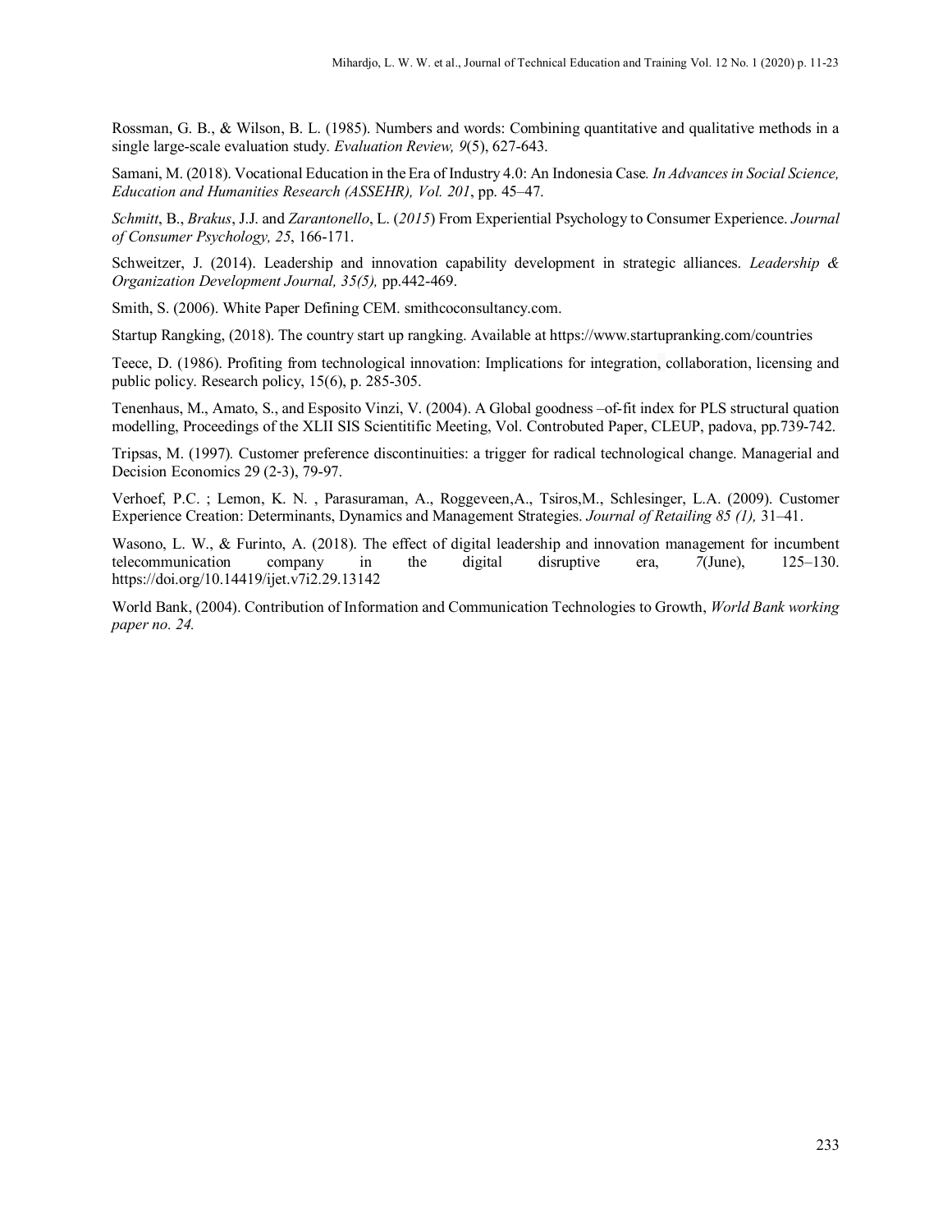Rossman, G. B., & Wilson, B. L. (1985). Numbers and words: Combining quantitative and qualitative methods in a single large-scale evaluation study. *Evaluation Review, 9*(5), 627-643.

Samani, M. (2018). Vocational Education in the Era of Industry 4.0: An Indonesia Case. *In Advances in Social Science, Education and Humanities Research (ASSEHR), Vol. 201*, pp. 45–47.

*Schmitt*, B., *Brakus*, J.J. and *Zarantonello*, L. (*2015*) From Experiential Psychology to Consumer Experience. *Journal of Consumer Psychology, 25*, 166-171.

Schweitzer, J. (2014). Leadership and innovation capability development in strategic alliances. *Leadership & Organization Development Journal, 35(5),* pp.442-469.

Smith, S. (2006). White Paper Defining CEM. smithcoconsultancy.com.

Startup Rangking, (2018). The country start up rangking. Available at https://www.startupranking.com/countries

Teece, D. (1986). Profiting from technological innovation: Implications for integration, collaboration, licensing and public policy. Research policy, 15(6), p. 285-305.

Tenenhaus, M., Amato, S., and Esposito Vinzi, V. (2004). A Global goodness –of-fit index for PLS structural quation modelling, Proceedings of the XLII SIS Scientitific Meeting, Vol. Controbuted Paper, CLEUP, padova, pp.739-742.

Tripsas, M. (1997). Customer preference discontinuities: a trigger for radical technological change. Managerial and Decision Economics 29 (2-3), 79-97.

Verhoef, P.C. ; Lemon, K. N. , Parasuraman, A., Roggeveen,A., Tsiros,M., Schlesinger, L.A. (2009). Customer Experience Creation: Determinants, Dynamics and Management Strategies. *Journal of Retailing 85 (1),* 31–41.

Wasono, L. W., & Furinto, A. (2018). The effect of digital leadership and innovation management for incumbent telecommunication company in the digital disruptive era, *7*(June), 125–130. https://doi.org/10.14419/ijet.v7i2.29.13142

World Bank, (2004). Contribution of Information and Communication Technologies to Growth, *World Bank working paper no. 24.*